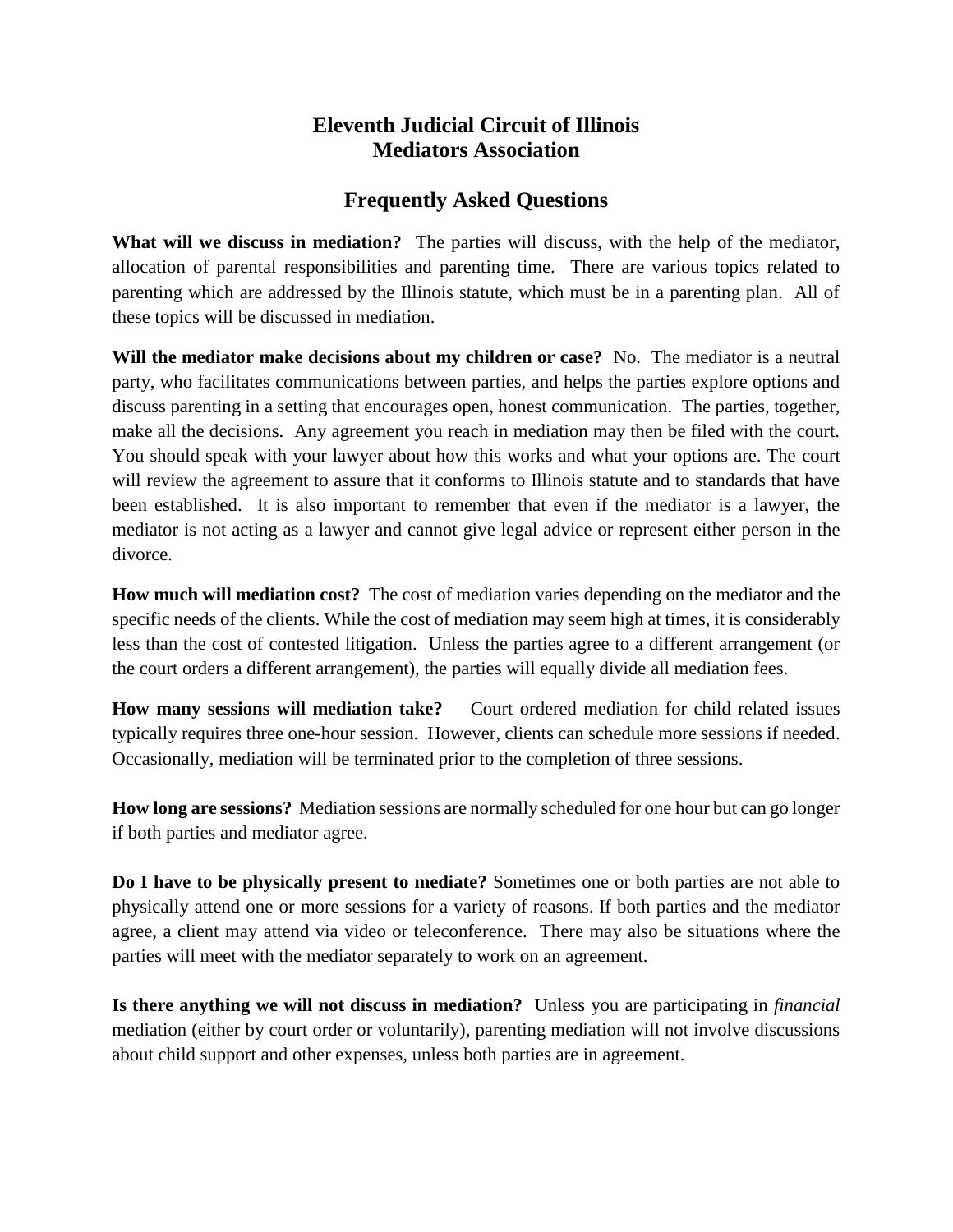# Eleventh Judicial Circuit of Illinois
# Mediators Association

## Frequently Asked Questions

**What will we discuss in mediation?** The parties will discuss, with the help of the mediator, allocation of parental responsibilities and parenting time. There are various topics related to parenting which are addressed by the Illinois statute, which must be in a parenting plan. All of these topics will be discussed in mediation.

**Will the mediator make decisions about my children or case?** No. The mediator is a neutral party, who facilitates communications between parties, and helps the parties explore options and discuss parenting in a setting that encourages open, honest communication. The parties, together, make all the decisions. Any agreement you reach in mediation may then be filed with the court. You should speak with your lawyer about how this works and what your options are. The court will review the agreement to assure that it conforms to Illinois statute and to standards that have been established. It is also important to remember that even if the mediator is a lawyer, the mediator is not acting as a lawyer and cannot give legal advice or represent either person in the divorce.

**How much will mediation cost?** The cost of mediation varies depending on the mediator and the specific needs of the clients. While the cost of mediation may seem high at times, it is considerably less than the cost of contested litigation. Unless the parties agree to a different arrangement (or the court orders a different arrangement), the parties will equally divide all mediation fees.

**How many sessions will mediation take?** Court ordered mediation for child related issues typically requires three one-hour session. However, clients can schedule more sessions if needed. Occasionally, mediation will be terminated prior to the completion of three sessions.

**How long are sessions?** Mediation sessions are normally scheduled for one hour but can go longer if both parties and mediator agree.

**Do I have to be physically present to mediate?** Sometimes one or both parties are not able to physically attend one or more sessions for a variety of reasons. If both parties and the mediator agree, a client may attend via video or teleconference. There may also be situations where the parties will meet with the mediator separately to work on an agreement.

**Is there anything we will not discuss in mediation?** Unless you are participating in *financial* mediation (either by court order or voluntarily), parenting mediation will not involve discussions about child support and other expenses, unless both parties are in agreement.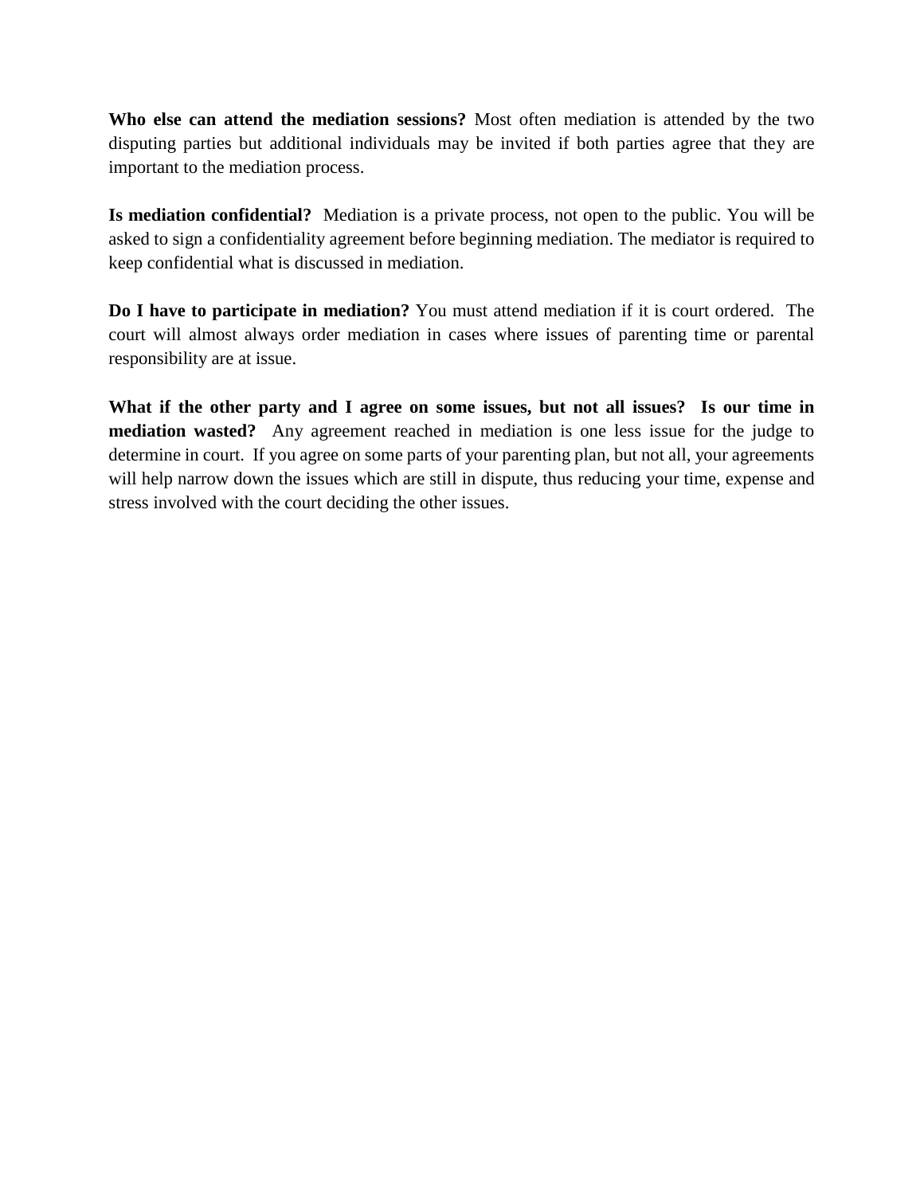**Who else can attend the mediation sessions?** Most often mediation is attended by the two disputing parties but additional individuals may be invited if both parties agree that they are important to the mediation process.

**Is mediation confidential?** Mediation is a private process, not open to the public. You will be asked to sign a confidentiality agreement before beginning mediation. The mediator is required to keep confidential what is discussed in mediation.

**Do I have to participate in mediation?** You must attend mediation if it is court ordered. The court will almost always order mediation in cases where issues of parenting time or parental responsibility are at issue.

**What if the other party and I agree on some issues, but not all issues? Is our time in mediation wasted?** Any agreement reached in mediation is one less issue for the judge to determine in court. If you agree on some parts of your parenting plan, but not all, your agreements will help narrow down the issues which are still in dispute, thus reducing your time, expense and stress involved with the court deciding the other issues.